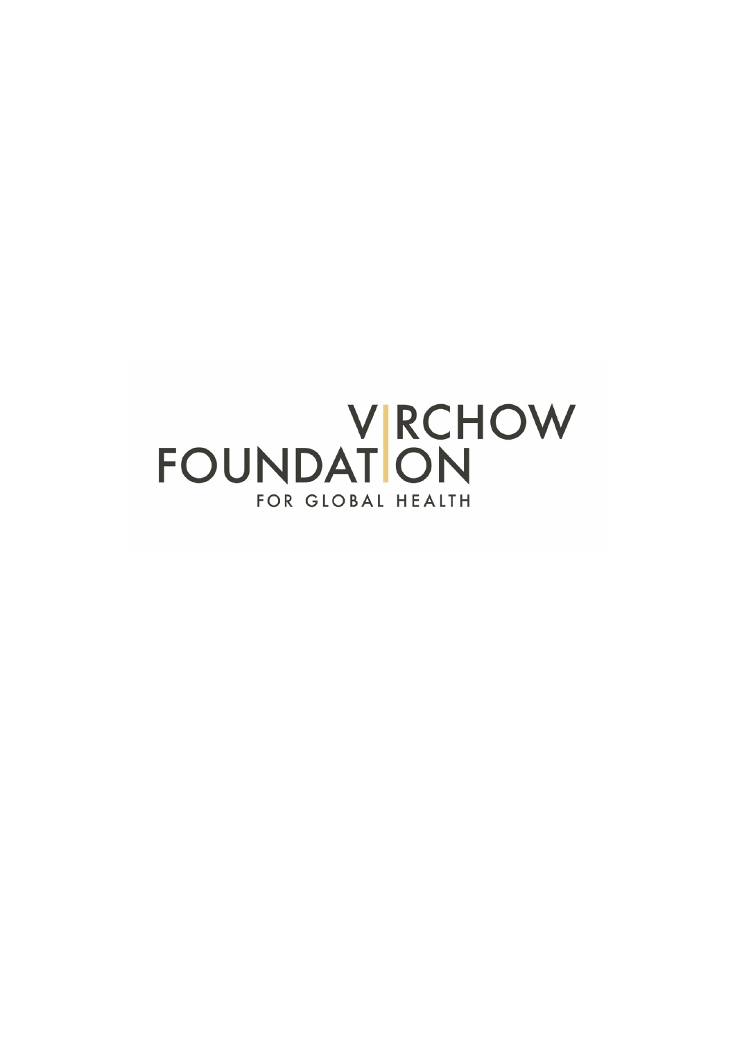VIRCHOW FOUNDATION

FOR GLOBAL HEALTH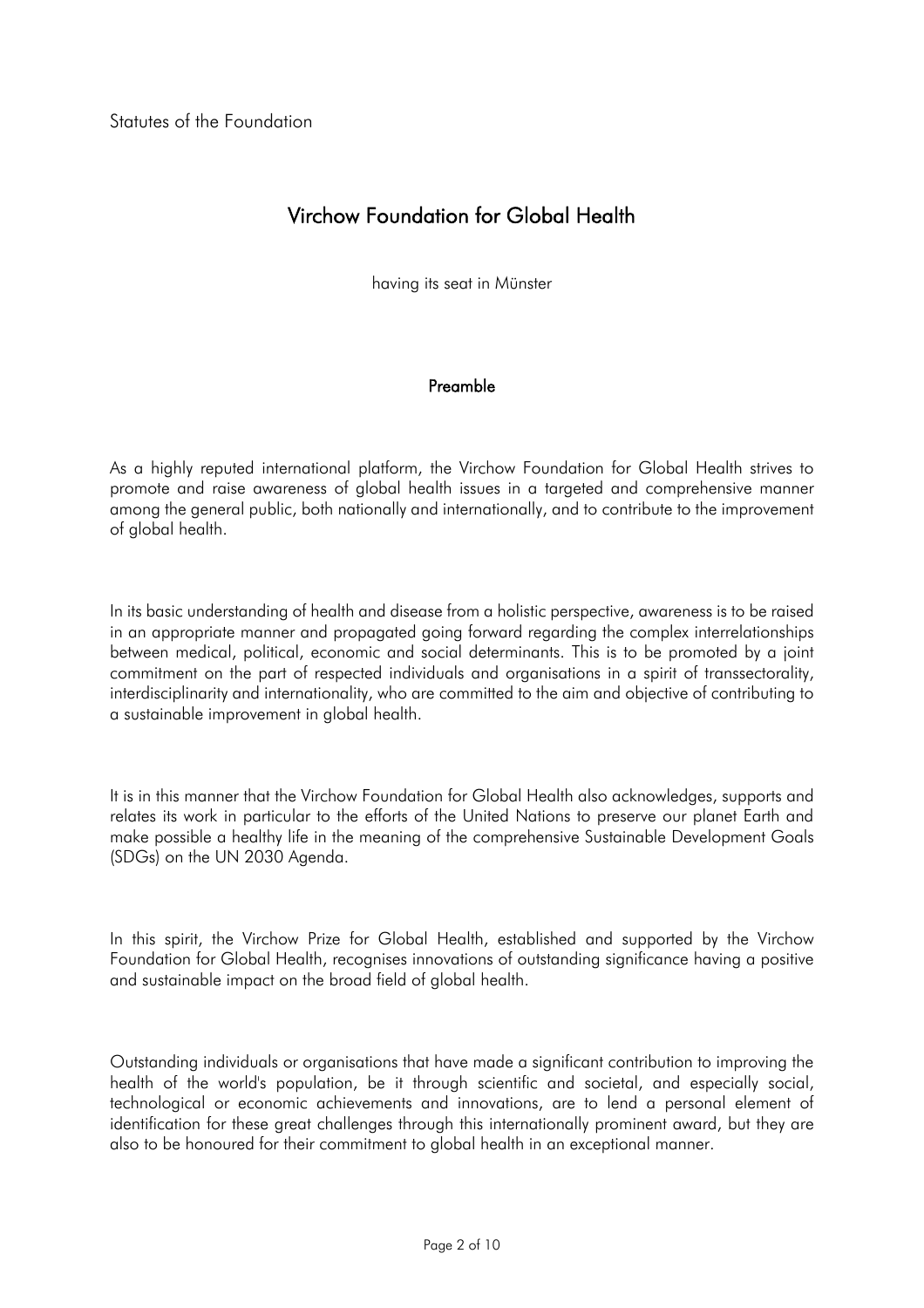Statutes of the Foundation

# Virchow Foundation for Global Health

having its seat in Münster

## Preamble

As a highly reputed international platform, the Virchow Foundation for Global Health strives to promote and raise awareness of global health issues in a targeted and comprehensive manner among the general public, both nationally and internationally, and to contribute to the improvement of global health.

In its basic understanding of health and disease from a holistic perspective, awareness is to be raised in an appropriate manner and propagated going forward regarding the complex interrelationships between medical, political, economic and social determinants. This is to be promoted by a joint commitment on the part of respected individuals and organisations in a spirit of transsectorality, interdisciplinarity and internationality, who are committed to the aim and objective of contributing to a sustainable improvement in global health.

It is in this manner that the Virchow Foundation for Global Health also acknowledges, supports and relates its work in particular to the efforts of the United Nations to preserve our planet Earth and make possible a healthy life in the meaning of the comprehensive Sustainable Development Goals (SDGs) on the UN 2030 Agenda.

In this spirit, the Virchow Prize for Global Health, established and supported by the Virchow Foundation for Global Health, recognises innovations of outstanding significance having a positive and sustainable impact on the broad field of global health.

Outstanding individuals or organisations that have made a significant contribution to improving the health of the world's population, be it through scientific and societal, and especially social, technological or economic achievements and innovations, are to lend a personal element of identification for these great challenges through this internationally prominent award, but they are also to be honoured for their commitment to global health in an exceptional manner.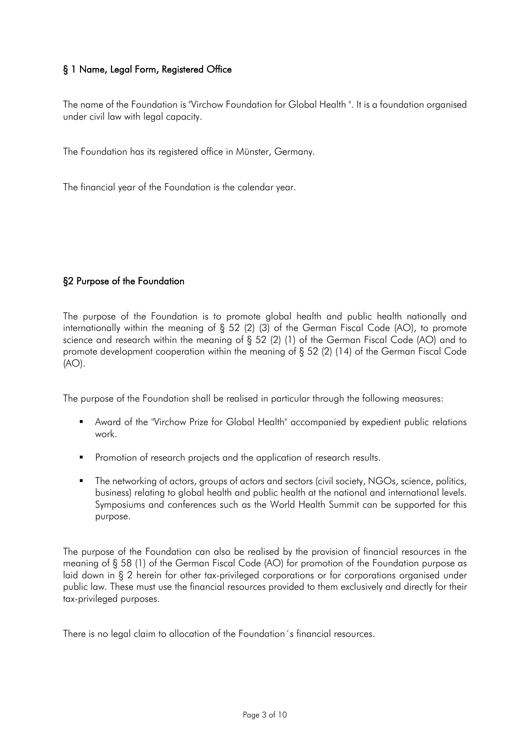## § 1 Name, Legal Form, Registered Office

The name of the Foundation is "Virchow Foundation for Global Health ". It is a foundation organised under civil law with legal capacity.

The Foundation has its registered office in Münster, Germany.

The financial year of the Foundation is the calendar year.

## §2 Purpose of the Foundation

The purpose of the Foundation is to promote global health and public health nationally and internationally within the meaning of § 52 (2) (3) of the German Fiscal Code (AO), to promote science and research within the meaning of § 52 (2) (1) of the German Fiscal Code (AO) and to promote development cooperation within the meaning of § 52 (2) (14) of the German Fiscal Code (AO).

The purpose of the Foundation shall be realised in particular through the following measures:

- Award of the "Virchow Prize for Global Health" accompanied by expedient public relations work.
- Promotion of research projects and the application of research results.
- The networking of actors, groups of actors and sectors (civil society, NGOs, science, politics, business) relating to global health and public health at the national and international levels. Symposiums and conferences such as the World Health Summit can be supported for this purpose.

The purpose of the Foundation can also be realised by the provision of financial resources in the meaning of § 58 (1) of the German Fiscal Code (AO) for promotion of the Foundation purpose as laid down in § 2 herein for other tax-privileged corporations or for corporations organised under public law. These must use the financial resources provided to them exclusively and directly for their tax-privileged purposes.

There is no legal claim to allocation of the Foundation´s financial resources.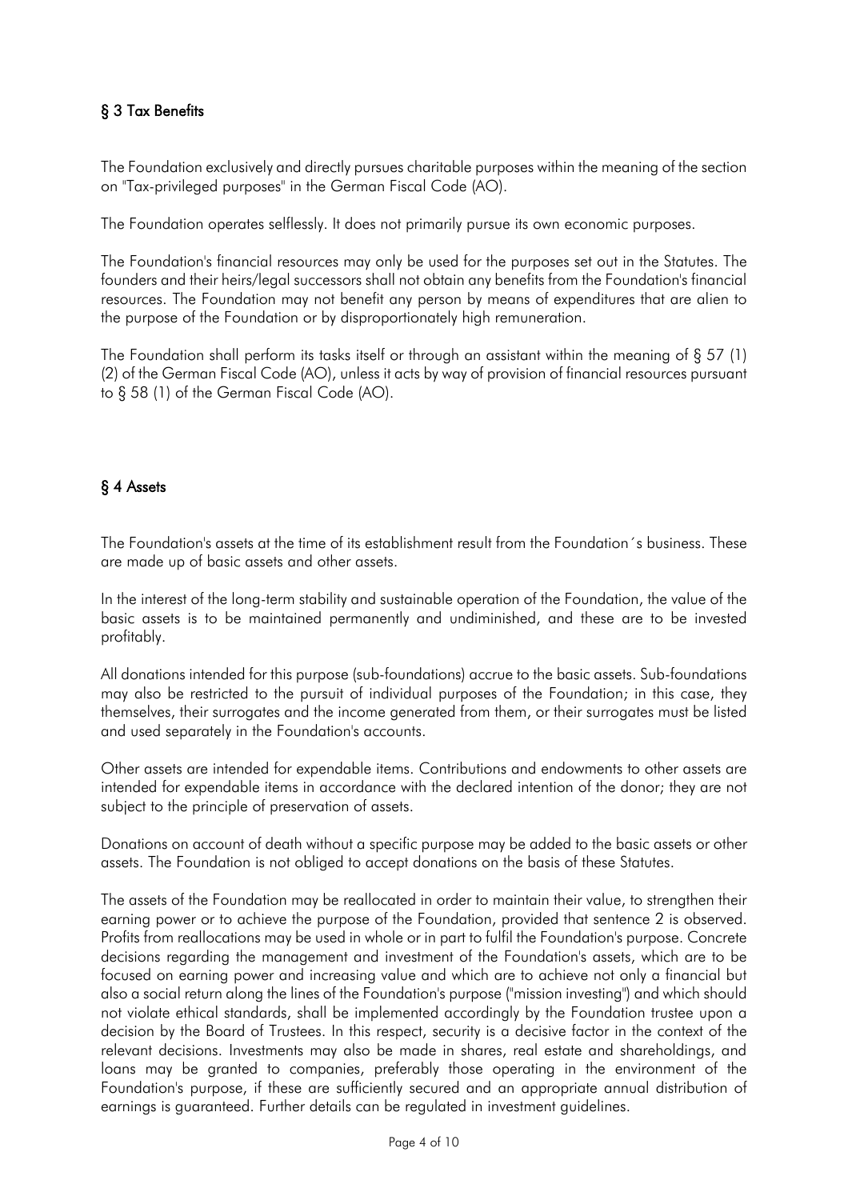## § 3 Tax Benefits

The Foundation exclusively and directly pursues charitable purposes within the meaning of the section on "Tax-privileged purposes" in the German Fiscal Code (AO).

The Foundation operates selflessly. It does not primarily pursue its own economic purposes.

The Foundation's financial resources may only be used for the purposes set out in the Statutes. The founders and their heirs/legal successors shall not obtain any benefits from the Foundation's financial resources. The Foundation may not benefit any person by means of expenditures that are alien to the purpose of the Foundation or by disproportionately high remuneration.

The Foundation shall perform its tasks itself or through an assistant within the meaning of § 57 (1) (2) of the German Fiscal Code (AO), unless it acts by way of provision of financial resources pursuant to § 58 (1) of the German Fiscal Code (AO).

## § 4 Assets

The Foundation's assets at the time of its establishment result from the Foundation´s business. These are made up of basic assets and other assets.

In the interest of the long-term stability and sustainable operation of the Foundation, the value of the basic assets is to be maintained permanently and undiminished, and these are to be invested profitably.

All donations intended for this purpose (sub-foundations) accrue to the basic assets. Sub-foundations may also be restricted to the pursuit of individual purposes of the Foundation; in this case, they themselves, their surrogates and the income generated from them, or their surrogates must be listed and used separately in the Foundation's accounts.

Other assets are intended for expendable items. Contributions and endowments to other assets are intended for expendable items in accordance with the declared intention of the donor; they are not subject to the principle of preservation of assets.

Donations on account of death without a specific purpose may be added to the basic assets or other assets. The Foundation is not obliged to accept donations on the basis of these Statutes.

The assets of the Foundation may be reallocated in order to maintain their value, to strengthen their earning power or to achieve the purpose of the Foundation, provided that sentence 2 is observed. Profits from reallocations may be used in whole or in part to fulfil the Foundation's purpose. Concrete decisions regarding the management and investment of the Foundation's assets, which are to be focused on earning power and increasing value and which are to achieve not only a financial but also a social return along the lines of the Foundation's purpose ("mission investing") and which should not violate ethical standards, shall be implemented accordingly by the Foundation trustee upon a decision by the Board of Trustees. In this respect, security is a decisive factor in the context of the relevant decisions. Investments may also be made in shares, real estate and shareholdings, and loans may be granted to companies, preferably those operating in the environment of the Foundation's purpose, if these are sufficiently secured and an appropriate annual distribution of earnings is guaranteed. Further details can be regulated in investment guidelines.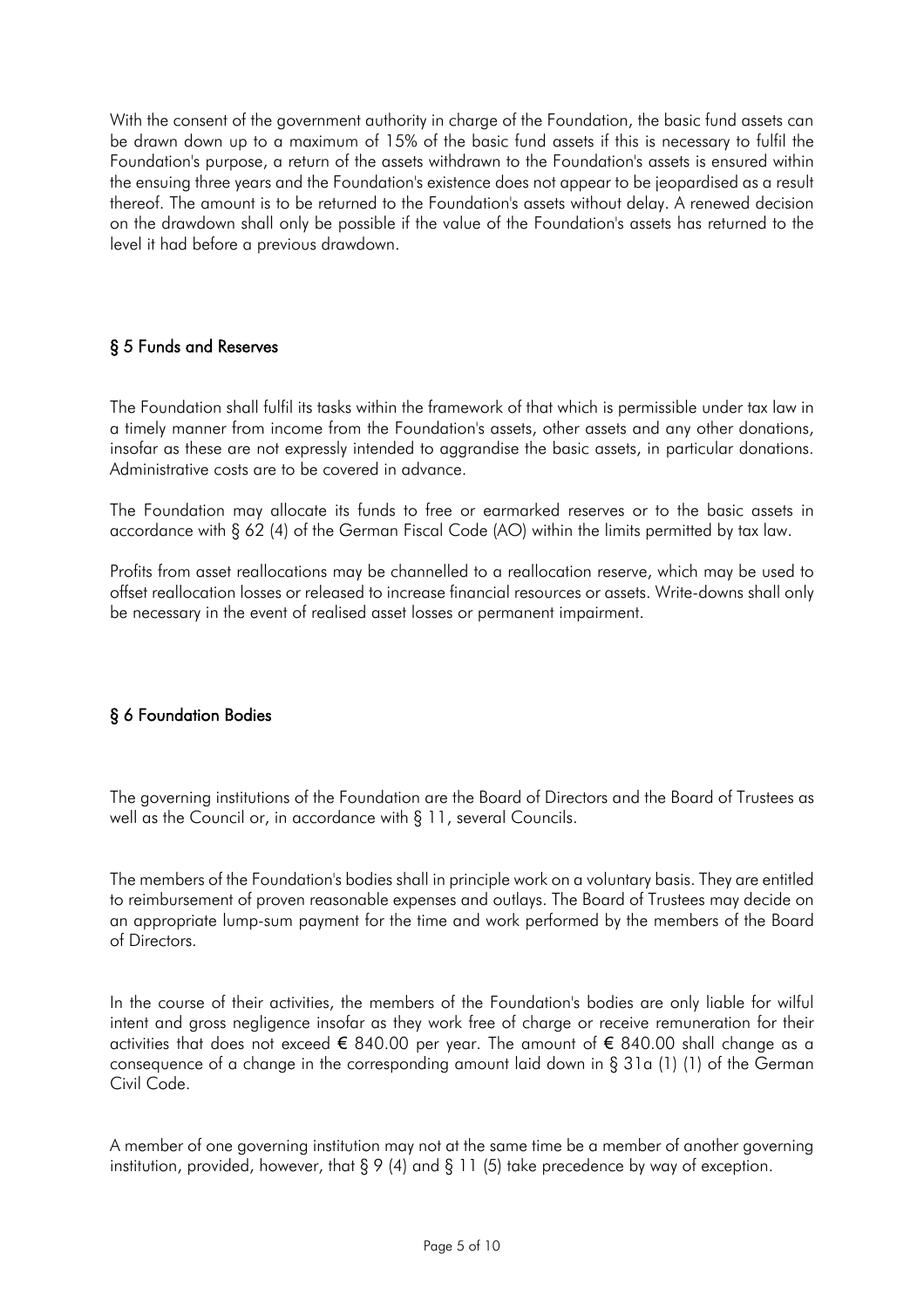With the consent of the government authority in charge of the Foundation, the basic fund assets can be drawn down up to a maximum of 15% of the basic fund assets if this is necessary to fulfil the Foundation's purpose, a return of the assets withdrawn to the Foundation's assets is ensured within the ensuing three years and the Foundation's existence does not appear to be jeopardised as a result thereof. The amount is to be returned to the Foundation's assets without delay. A renewed decision on the drawdown shall only be possible if the value of the Foundation's assets has returned to the level it had before a previous drawdown.

## § 5 Funds and Reserves

The Foundation shall fulfil its tasks within the framework of that which is permissible under tax law in a timely manner from income from the Foundation's assets, other assets and any other donations, insofar as these are not expressly intended to aggrandise the basic assets, in particular donations. Administrative costs are to be covered in advance.

The Foundation may allocate its funds to free or earmarked reserves or to the basic assets in accordance with § 62 (4) of the German Fiscal Code (AO) within the limits permitted by tax law.

Profits from asset reallocations may be channelled to a reallocation reserve, which may be used to offset reallocation losses or released to increase financial resources or assets. Write-downs shall only be necessary in the event of realised asset losses or permanent impairment.

## § 6 Foundation Bodies

The governing institutions of the Foundation are the Board of Directors and the Board of Trustees as well as the Council or, in accordance with § 11, several Councils.

The members of the Foundation's bodies shall in principle work on a voluntary basis. They are entitled to reimbursement of proven reasonable expenses and outlays. The Board of Trustees may decide on an appropriate lump-sum payment for the time and work performed by the members of the Board of Directors.

In the course of their activities, the members of the Foundation's bodies are only liable for wilful intent and gross negligence insofar as they work free of charge or receive remuneration for their activities that does not exceed € 840.00 per year. The amount of € 840.00 shall change as a consequence of a change in the corresponding amount laid down in § 31a (1) (1) of the German Civil Code.

A member of one governing institution may not at the same time be a member of another governing institution, provided, however, that § 9 (4) and § 11 (5) take precedence by way of exception.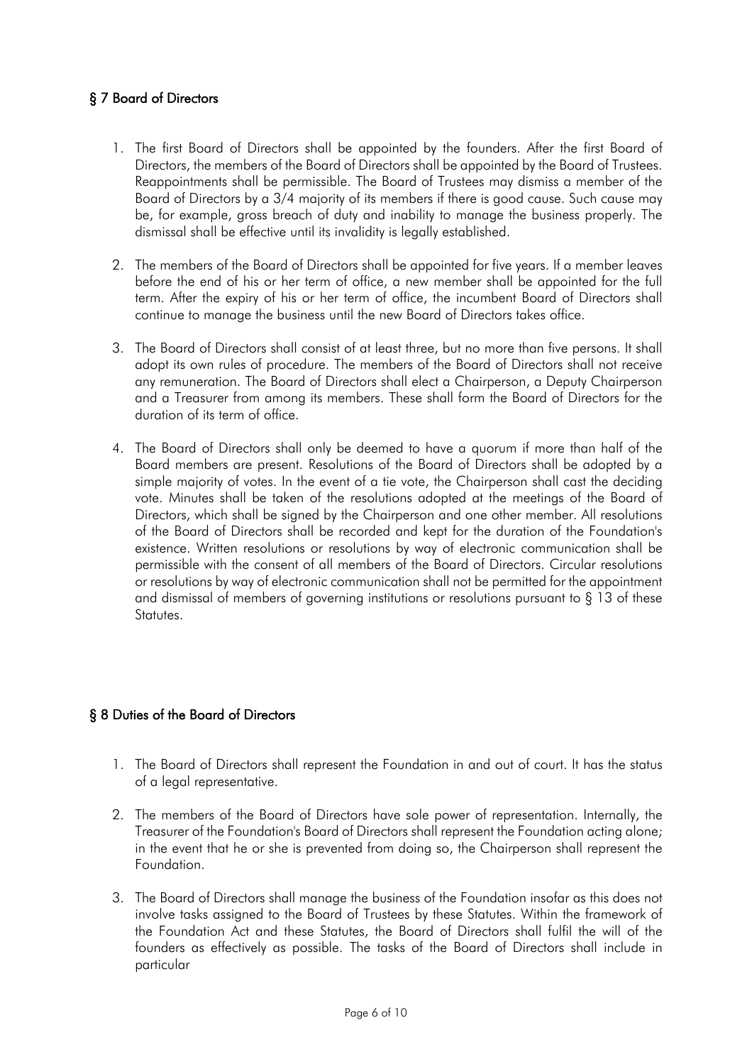## § 7 Board of Directors

1. The first Board of Directors shall be appointed by the founders. After the first Board of Directors, the members of the Board of Directors shall be appointed by the Board of Trustees. Reappointments shall be permissible. The Board of Trustees may dismiss a member of the Board of Directors by a 3/4 majority of its members if there is good cause. Such cause may be, for example, gross breach of duty and inability to manage the business properly. The dismissal shall be effective until its invalidity is legally established.

2. The members of the Board of Directors shall be appointed for five years. If a member leaves before the end of his or her term of office, a new member shall be appointed for the full term. After the expiry of his or her term of office, the incumbent Board of Directors shall continue to manage the business until the new Board of Directors takes office.

3. The Board of Directors shall consist of at least three, but no more than five persons. It shall adopt its own rules of procedure. The members of the Board of Directors shall not receive any remuneration. The Board of Directors shall elect a Chairperson, a Deputy Chairperson and a Treasurer from among its members. These shall form the Board of Directors for the duration of its term of office.

4. The Board of Directors shall only be deemed to have a quorum if more than half of the Board members are present. Resolutions of the Board of Directors shall be adopted by a simple majority of votes. In the event of a tie vote, the Chairperson shall cast the deciding vote. Minutes shall be taken of the resolutions adopted at the meetings of the Board of Directors, which shall be signed by the Chairperson and one other member. All resolutions of the Board of Directors shall be recorded and kept for the duration of the Foundation's existence. Written resolutions or resolutions by way of electronic communication shall be permissible with the consent of all members of the Board of Directors. Circular resolutions or resolutions by way of electronic communication shall not be permitted for the appointment and dismissal of members of governing institutions or resolutions pursuant to § 13 of these Statutes.

## § 8 Duties of the Board of Directors

1. The Board of Directors shall represent the Foundation in and out of court. It has the status of a legal representative.

2. The members of the Board of Directors have sole power of representation. Internally, the Treasurer of the Foundation's Board of Directors shall represent the Foundation acting alone; in the event that he or she is prevented from doing so, the Chairperson shall represent the Foundation.

3. The Board of Directors shall manage the business of the Foundation insofar as this does not involve tasks assigned to the Board of Trustees by these Statutes. Within the framework of the Foundation Act and these Statutes, the Board of Directors shall fulfil the will of the founders as effectively as possible. The tasks of the Board of Directors shall include in particular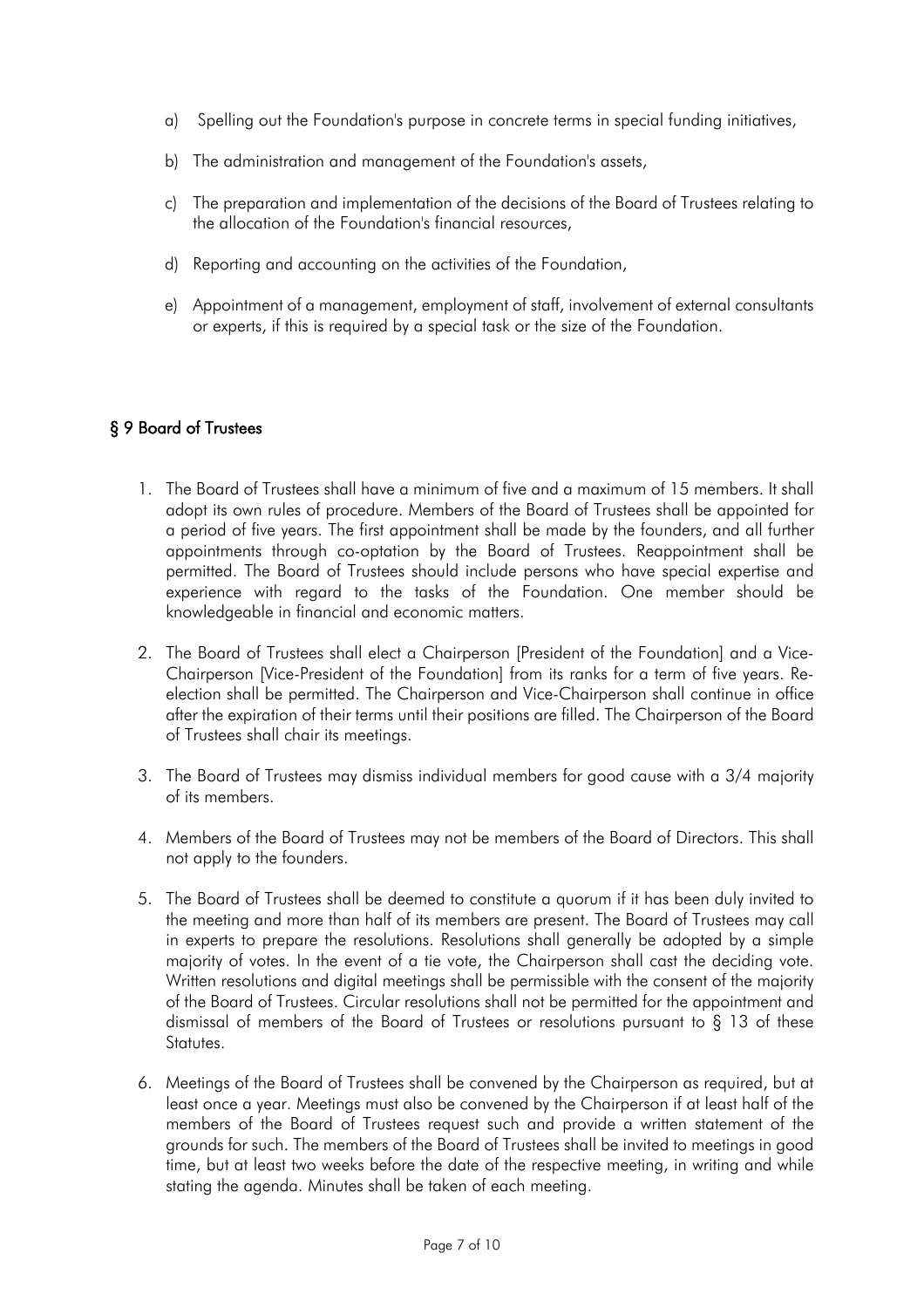a) Spelling out the Foundation's purpose in concrete terms in special funding initiatives,

b) The administration and management of the Foundation's assets,

c) The preparation and implementation of the decisions of the Board of Trustees relating to the allocation of the Foundation's financial resources,

d) Reporting and accounting on the activities of the Foundation,

e) Appointment of a management, employment of staff, involvement of external consultants or experts, if this is required by a special task or the size of the Foundation.

## § 9 Board of Trustees

1. The Board of Trustees shall have a minimum of five and a maximum of 15 members. It shall adopt its own rules of procedure. Members of the Board of Trustees shall be appointed for a period of five years. The first appointment shall be made by the founders, and all further appointments through co-optation by the Board of Trustees. Reappointment shall be permitted. The Board of Trustees should include persons who have special expertise and experience with regard to the tasks of the Foundation. One member should be knowledgeable in financial and economic matters.

2. The Board of Trustees shall elect a Chairperson [President of the Foundation] and a Vice-Chairperson [Vice-President of the Foundation] from its ranks for a term of five years. Re-election shall be permitted. The Chairperson and Vice-Chairperson shall continue in office after the expiration of their terms until their positions are filled. The Chairperson of the Board of Trustees shall chair its meetings.

3. The Board of Trustees may dismiss individual members for good cause with a 3/4 majority of its members.

4. Members of the Board of Trustees may not be members of the Board of Directors. This shall not apply to the founders.

5. The Board of Trustees shall be deemed to constitute a quorum if it has been duly invited to the meeting and more than half of its members are present. The Board of Trustees may call in experts to prepare the resolutions. Resolutions shall generally be adopted by a simple majority of votes. In the event of a tie vote, the Chairperson shall cast the deciding vote. Written resolutions and digital meetings shall be permissible with the consent of the majority of the Board of Trustees. Circular resolutions shall not be permitted for the appointment and dismissal of members of the Board of Trustees or resolutions pursuant to § 13 of these Statutes.

6. Meetings of the Board of Trustees shall be convened by the Chairperson as required, but at least once a year. Meetings must also be convened by the Chairperson if at least half of the members of the Board of Trustees request such and provide a written statement of the grounds for such. The members of the Board of Trustees shall be invited to meetings in good time, but at least two weeks before the date of the respective meeting, in writing and while stating the agenda. Minutes shall be taken of each meeting.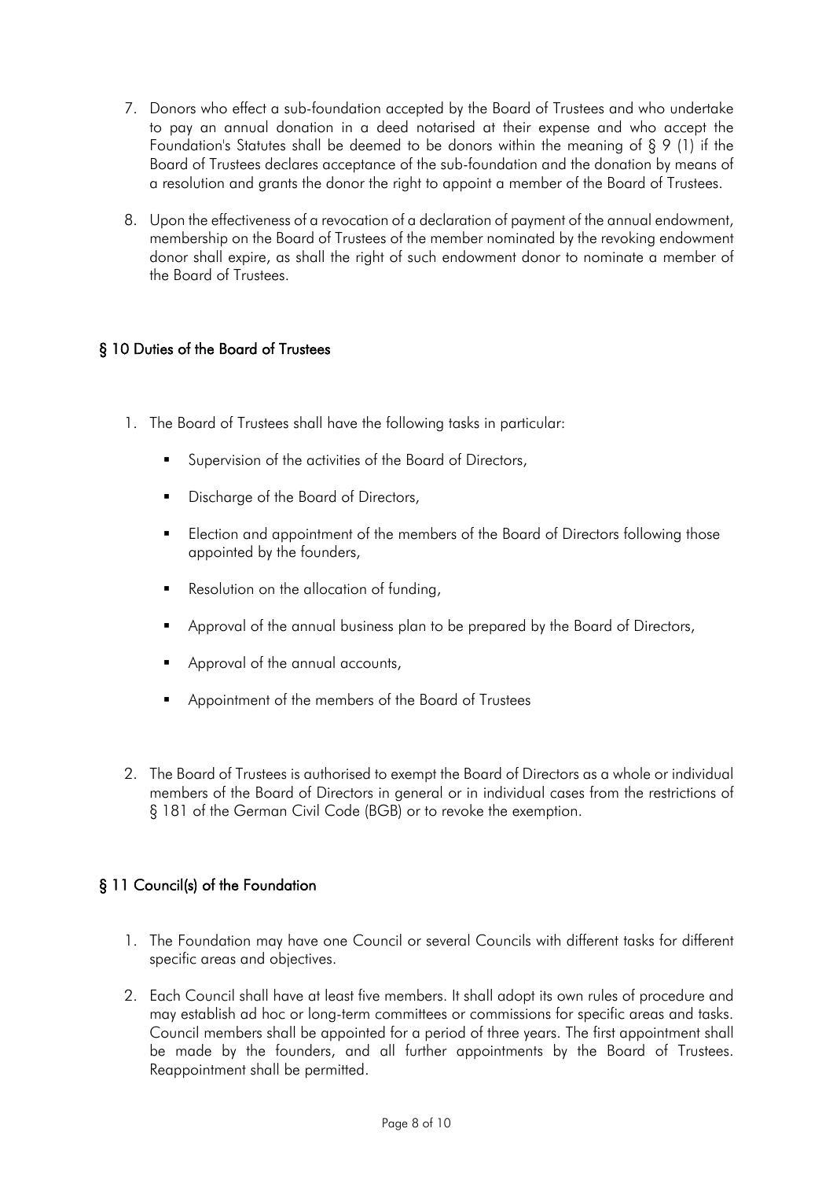7. Donors who effect a sub-foundation accepted by the Board of Trustees and who undertake to pay an annual donation in a deed notarised at their expense and who accept the Foundation's Statutes shall be deemed to be donors within the meaning of § 9 (1) if the Board of Trustees declares acceptance of the sub-foundation and the donation by means of a resolution and grants the donor the right to appoint a member of the Board of Trustees.

8. Upon the effectiveness of a revocation of a declaration of payment of the annual endowment, membership on the Board of Trustees of the member nominated by the revoking endowment donor shall expire, as shall the right of such endowment donor to nominate a member of the Board of Trustees.

## § 10 Duties of the Board of Trustees

1. The Board of Trustees shall have the following tasks in particular:
   - Supervision of the activities of the Board of Directors,
   - Discharge of the Board of Directors,
   - Election and appointment of the members of the Board of Directors following those appointed by the founders,
   - Resolution on the allocation of funding,
   - Approval of the annual business plan to be prepared by the Board of Directors,
   - Approval of the annual accounts,
   - Appointment of the members of the Board of Trustees

2. The Board of Trustees is authorised to exempt the Board of Directors as a whole or individual members of the Board of Directors in general or in individual cases from the restrictions of § 181 of the German Civil Code (BGB) or to revoke the exemption.

## § 11 Council(s) of the Foundation

1. The Foundation may have one Council or several Councils with different tasks for different specific areas and objectives.

2. Each Council shall have at least five members. It shall adopt its own rules of procedure and may establish ad hoc or long-term committees or commissions for specific areas and tasks. Council members shall be appointed for a period of three years. The first appointment shall be made by the founders, and all further appointments by the Board of Trustees. Reappointment shall be permitted.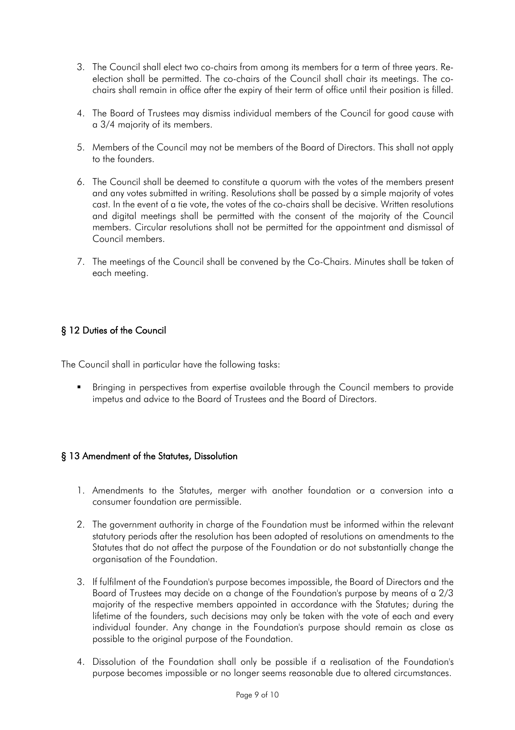3. The Council shall elect two co-chairs from among its members for a term of three years. Re-election shall be permitted. The co-chairs of the Council shall chair its meetings. The co-chairs shall remain in office after the expiry of their term of office until their position is filled.

4. The Board of Trustees may dismiss individual members of the Council for good cause with a 3/4 majority of its members.

5. Members of the Council may not be members of the Board of Directors. This shall not apply to the founders.

6. The Council shall be deemed to constitute a quorum with the votes of the members present and any votes submitted in writing. Resolutions shall be passed by a simple majority of votes cast. In the event of a tie vote, the votes of the co-chairs shall be decisive. Written resolutions and digital meetings shall be permitted with the consent of the majority of the Council members. Circular resolutions shall not be permitted for the appointment and dismissal of Council members.

7. The meetings of the Council shall be convened by the Co-Chairs. Minutes shall be taken of each meeting.

## § 12 Duties of the Council

The Council shall in particular have the following tasks:

- Bringing in perspectives from expertise available through the Council members to provide impetus and advice to the Board of Trustees and the Board of Directors.

## § 13 Amendment of the Statutes, Dissolution

1. Amendments to the Statutes, merger with another foundation or a conversion into a consumer foundation are permissible.

2. The government authority in charge of the Foundation must be informed within the relevant statutory periods after the resolution has been adopted of resolutions on amendments to the Statutes that do not affect the purpose of the Foundation or do not substantially change the organisation of the Foundation.

3. If fulfilment of the Foundation's purpose becomes impossible, the Board of Directors and the Board of Trustees may decide on a change of the Foundation's purpose by means of a 2/3 majority of the respective members appointed in accordance with the Statutes; during the lifetime of the founders, such decisions may only be taken with the vote of each and every individual founder. Any change in the Foundation's purpose should remain as close as possible to the original purpose of the Foundation.

4. Dissolution of the Foundation shall only be possible if a realisation of the Foundation's purpose becomes impossible or no longer seems reasonable due to altered circumstances.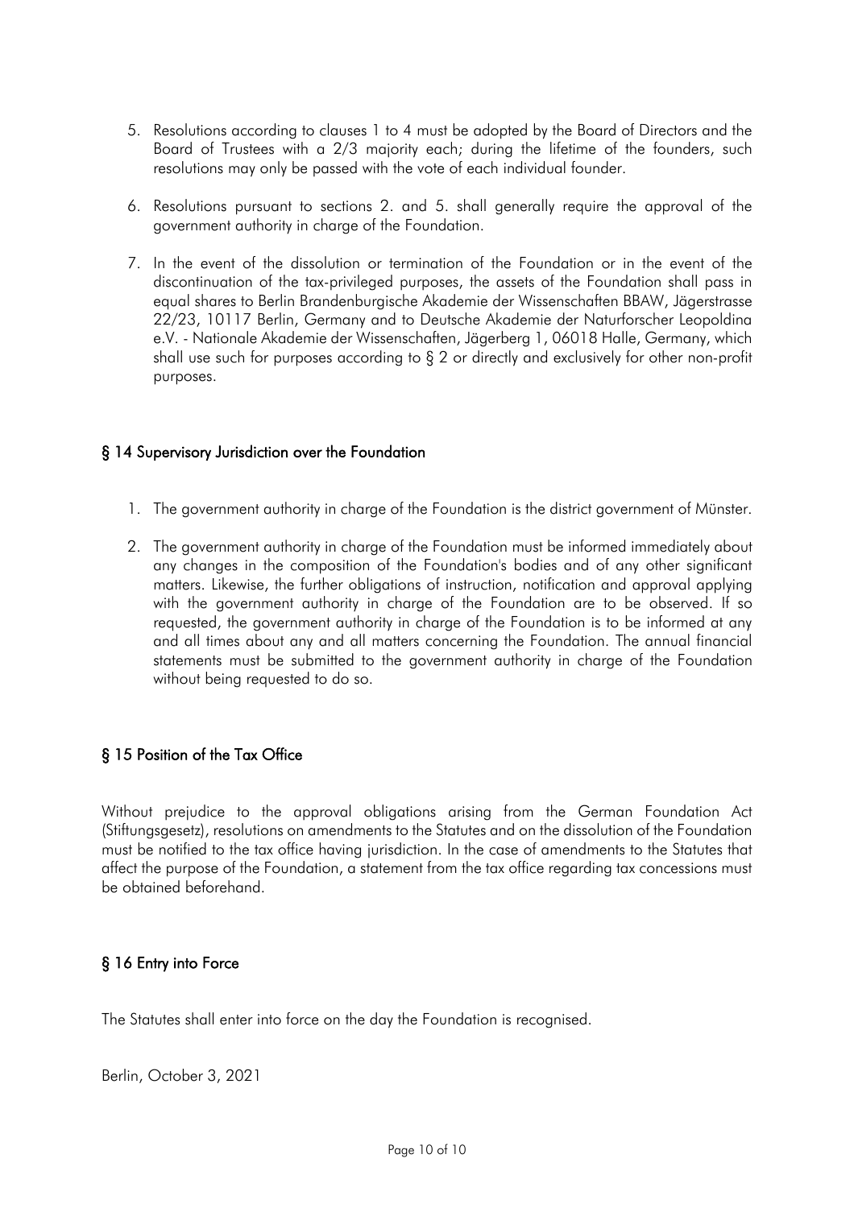5. Resolutions according to clauses 1 to 4 must be adopted by the Board of Directors and the Board of Trustees with a 2/3 majority each; during the lifetime of the founders, such resolutions may only be passed with the vote of each individual founder.

6. Resolutions pursuant to sections 2. and 5. shall generally require the approval of the government authority in charge of the Foundation.

7. In the event of the dissolution or termination of the Foundation or in the event of the discontinuation of the tax-privileged purposes, the assets of the Foundation shall pass in equal shares to Berlin Brandenburgische Akademie der Wissenschaften BBAW, Jägerstrasse 22/23, 10117 Berlin, Germany and to Deutsche Akademie der Naturforscher Leopoldina e.V. - Nationale Akademie der Wissenschaften, Jägerberg 1, 06018 Halle, Germany, which shall use such for purposes according to § 2 or directly and exclusively for other non-profit purposes.

## § 14 Supervisory Jurisdiction over the Foundation

1. The government authority in charge of the Foundation is the district government of Münster.

2. The government authority in charge of the Foundation must be informed immediately about any changes in the composition of the Foundation's bodies and of any other significant matters. Likewise, the further obligations of instruction, notification and approval applying with the government authority in charge of the Foundation are to be observed. If so requested, the government authority in charge of the Foundation is to be informed at any and all times about any and all matters concerning the Foundation. The annual financial statements must be submitted to the government authority in charge of the Foundation without being requested to do so.

## § 15 Position of the Tax Office

Without prejudice to the approval obligations arising from the German Foundation Act (Stiftungsgesetz), resolutions on amendments to the Statutes and on the dissolution of the Foundation must be notified to the tax office having jurisdiction. In the case of amendments to the Statutes that affect the purpose of the Foundation, a statement from the tax office regarding tax concessions must be obtained beforehand.

## § 16 Entry into Force

The Statutes shall enter into force on the day the Foundation is recognised.

Berlin, October 3, 2021